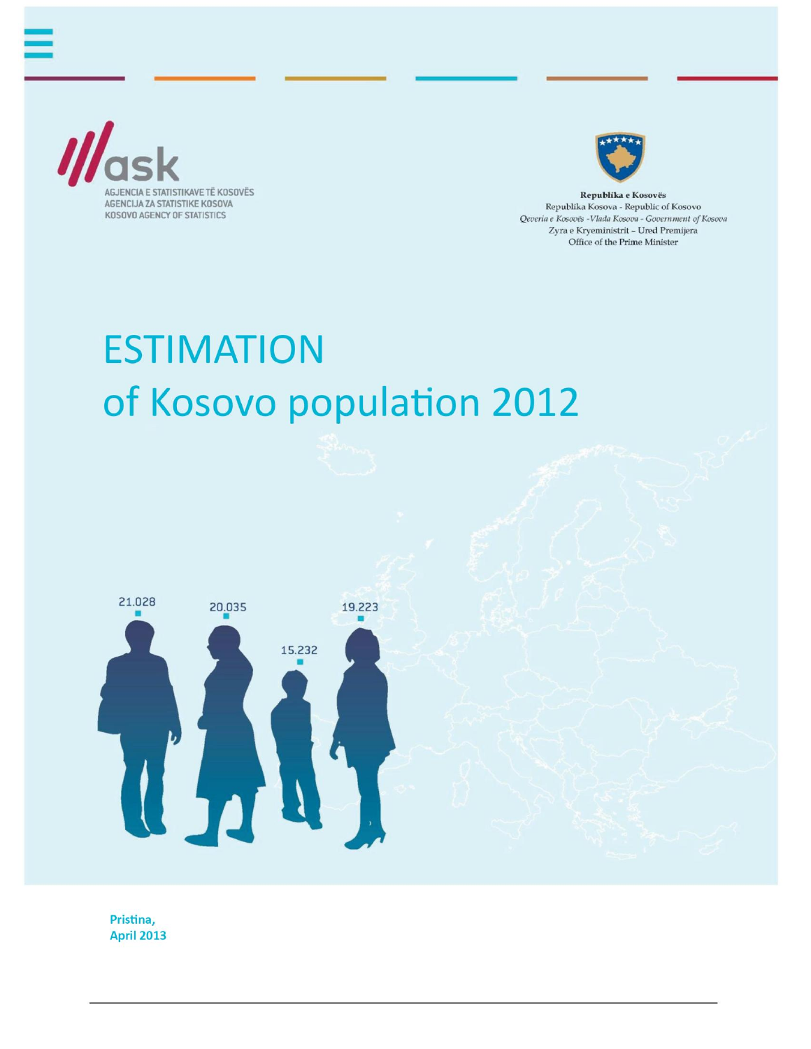AGJENCIA E STATISTIKAVE TË KOSOVËS
AGENCIJA ZA STATISTIKE KOSOVA
KOSOVO AGENCY OF STATISTICS

**Republika e Kosovës**
Republika Kosova - Republic of Kosovo
*Qeveria e Kosovës -Vlada Kosova - Government of Kosova*
Zyra e Kryeministrit – Ured Premijera
Office of the Prime Minister

# ESTIMATION of Kosovo population 2012

21.028

20.035

15.232

19.223

**Pristina,**
**April 2013**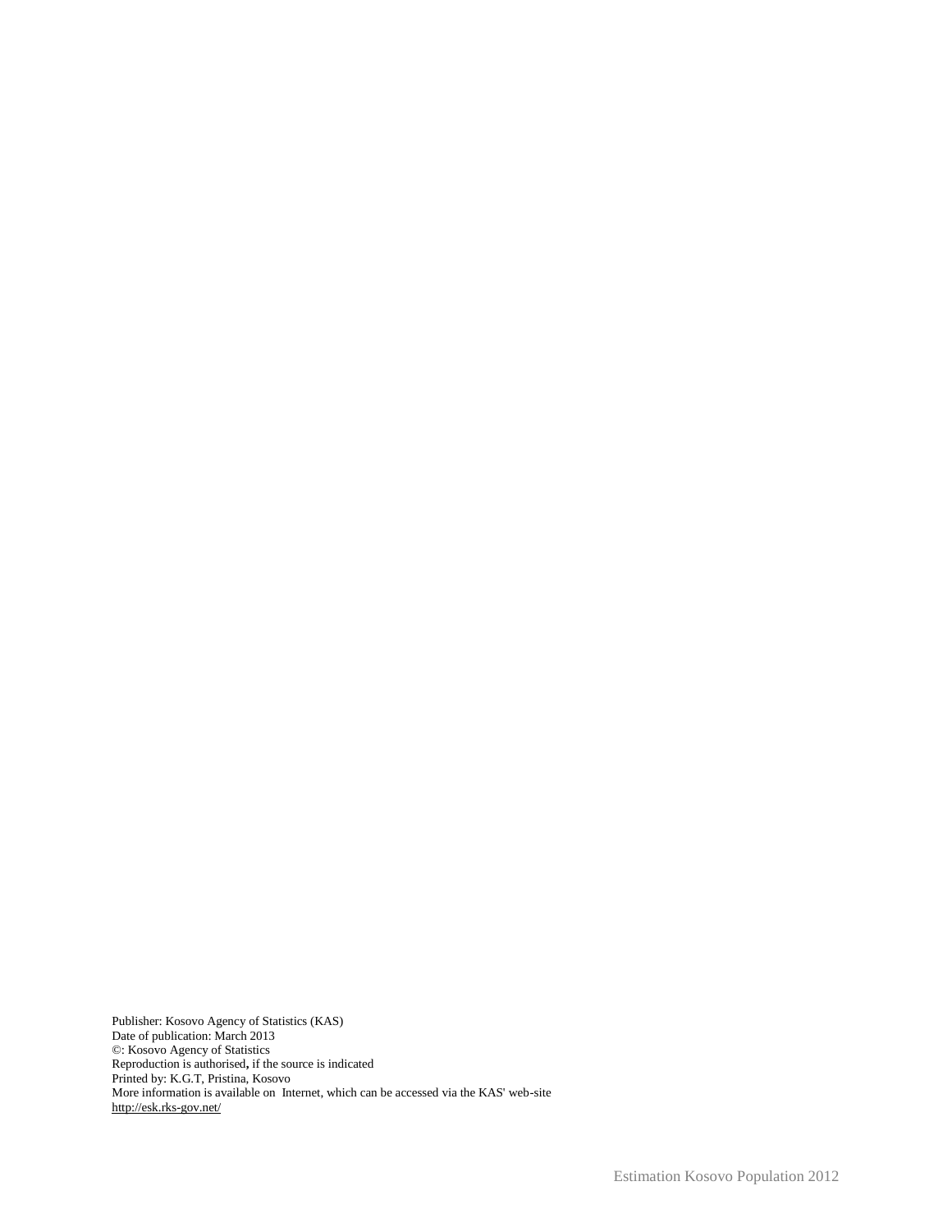Publisher: Kosovo Agency of Statistics (KAS)
Date of publication: March 2013
©: Kosovo Agency of Statistics
Reproduction is authorised**,** if the source is indicated
Printed by: K.G.T, Pristina, Kosovo
More information is available on Internet, which can be accessed via the KAS' web-site
http://esk.rks-gov.net/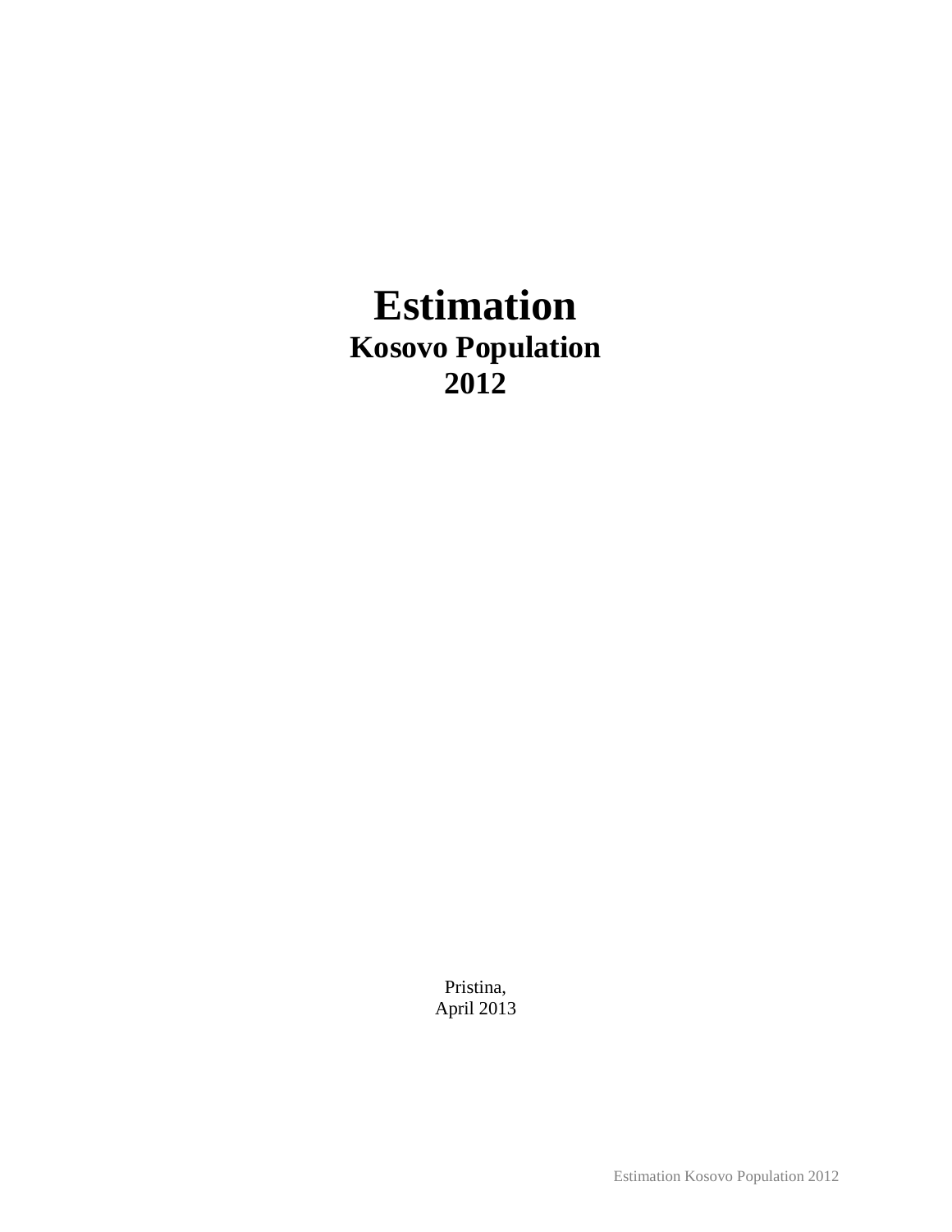# Estimation

## Kosovo Population

## 2012

Pristina,
April 2013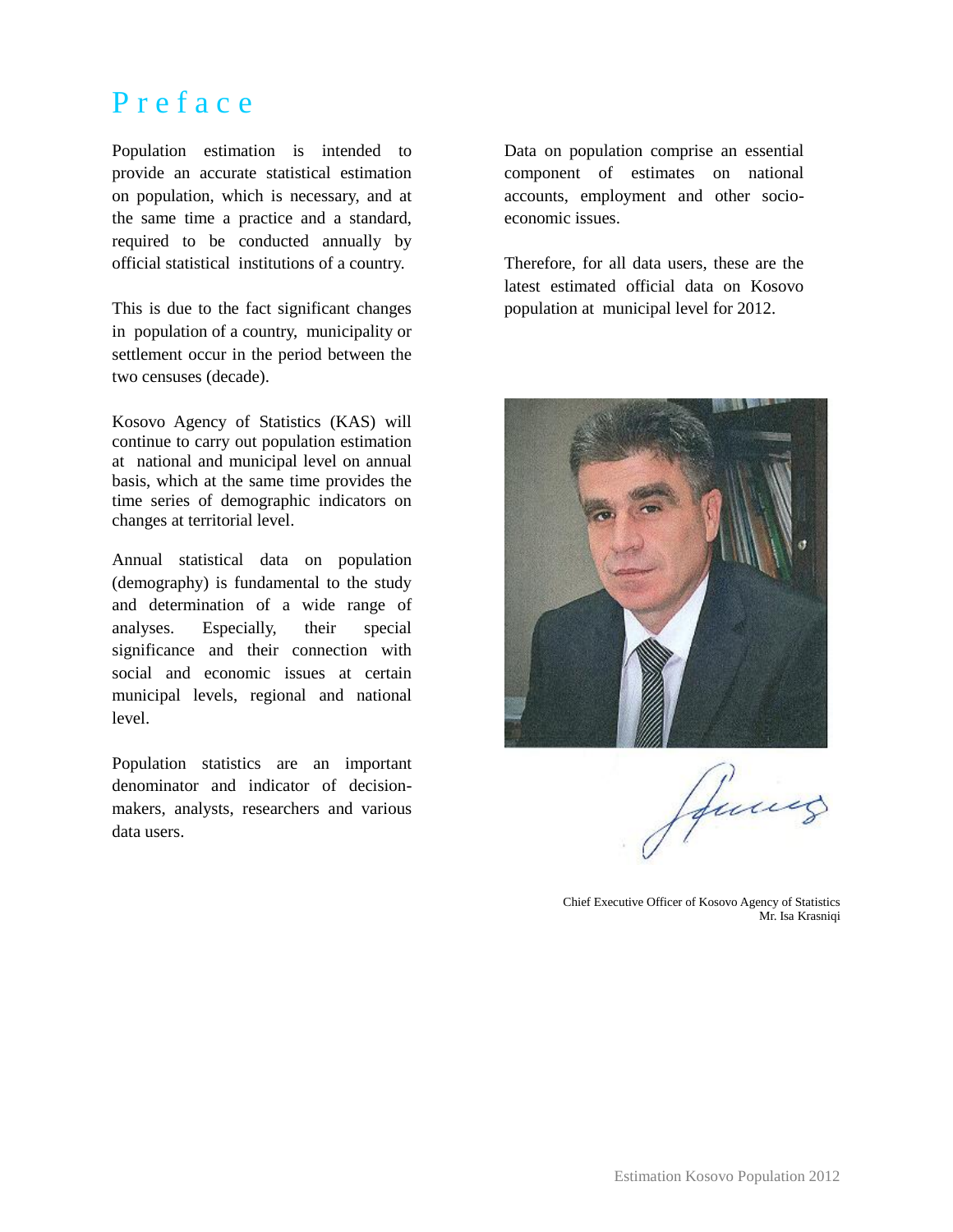# Preface

Population estimation is intended to provide an accurate statistical estimation on population, which is necessary, and at the same time a practice and a standard, required to be conducted annually by official statistical institutions of a country.

This is due to the fact significant changes in population of a country, municipality or settlement occur in the period between the two censuses (decade).

Kosovo Agency of Statistics (KAS) will continue to carry out population estimation at national and municipal level on annual basis, which at the same time provides the time series of demographic indicators on changes at territorial level.

Annual statistical data on population (demography) is fundamental to the study and determination of a wide range of analyses. Especially, their special significance and their connection with social and economic issues at certain municipal levels, regional and national level.

Population statistics are an important denominator and indicator of decision-makers, analysts, researchers and various data users.

Data on population comprise an essential component of estimates on national accounts, employment and other socio-economic issues.

Therefore, for all data users, these are the latest estimated official data on Kosovo population at municipal level for 2012.

Chief Executive Officer of Kosovo Agency of Statistics
Mr. Isa Krasniqi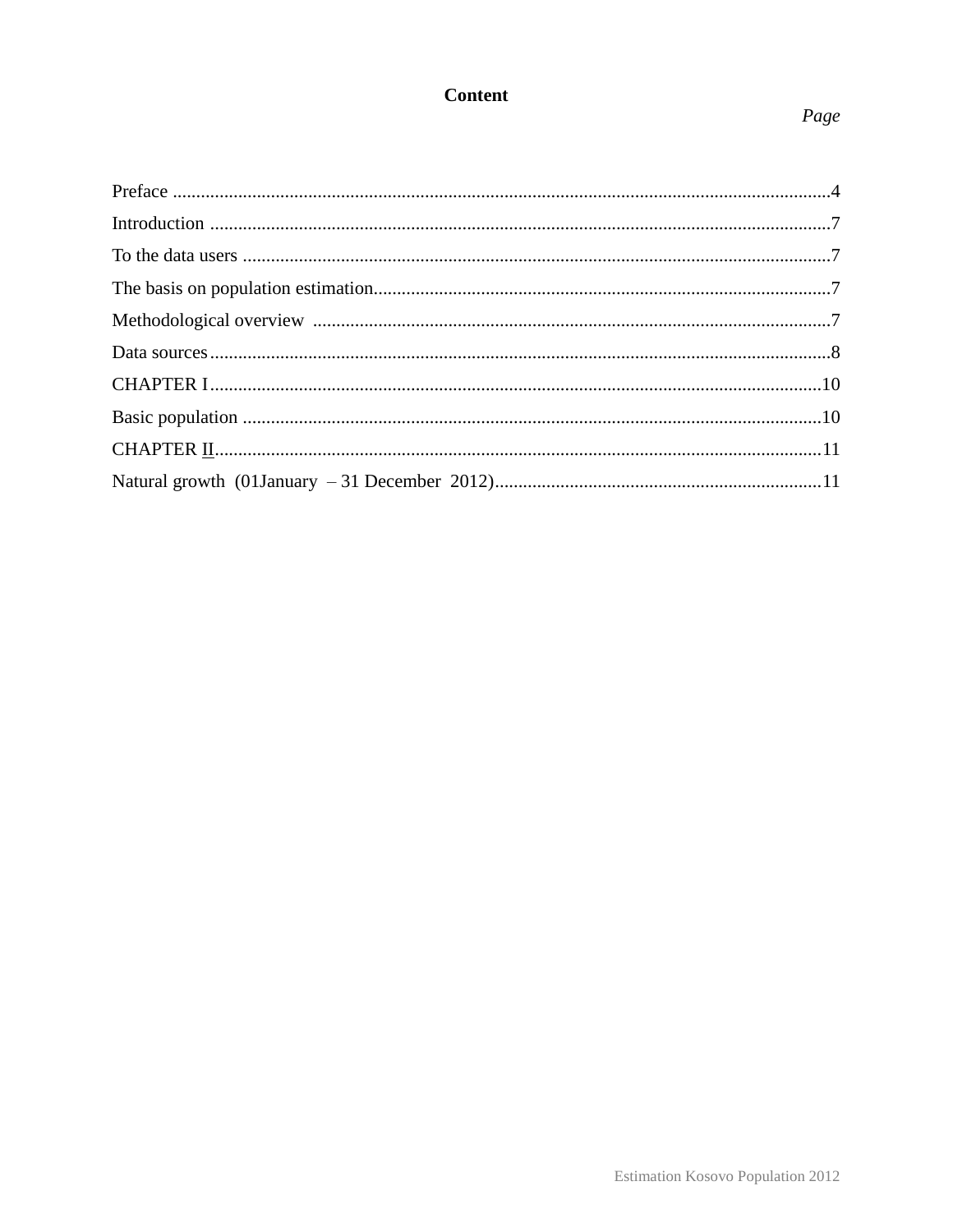# Content

*Page*

Preface ............................................................................................................................4

Introduction ....................................................................................................................7

To the data users .............................................................................................................7

The basis on population estimation.................................................................................7

Methodological overview ..............................................................................................7

Data sources....................................................................................................................8

CHAPTER I..................................................................................................................10

Basic population ...........................................................................................................10

CHAPTER II.................................................................................................................11

Natural growth (01January – 31 December 2012)......................................................11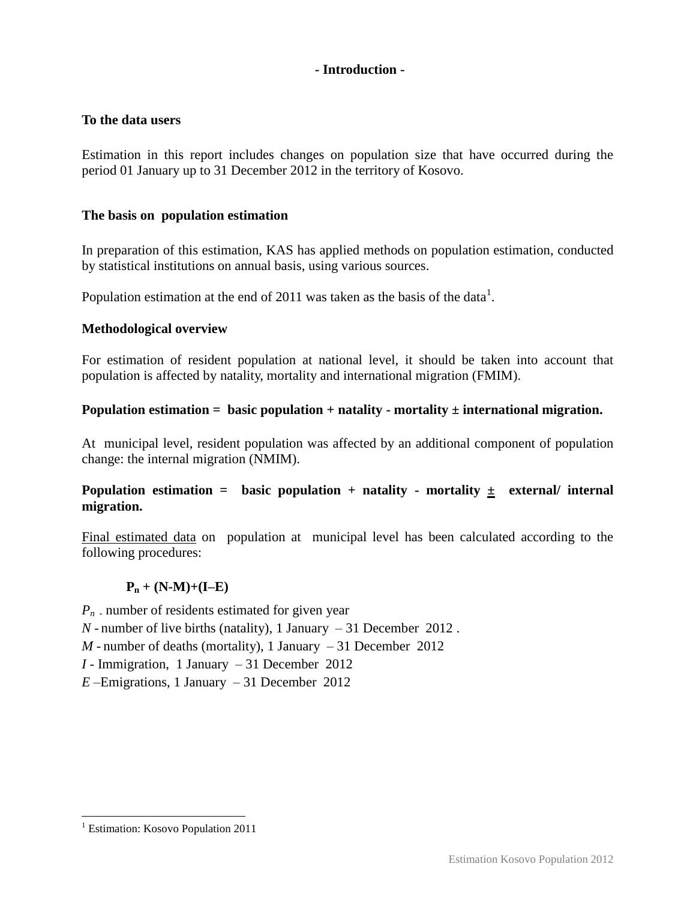## - Introduction -

**To the data users**

Estimation in this report includes changes on population size that have occurred during the period 01 January up to 31 December 2012 in the territory of Kosovo.

**The basis on population estimation**

In preparation of this estimation, KAS has applied methods on population estimation, conducted by statistical institutions on annual basis, using various sources.

Population estimation at the end of 2011 was taken as the basis of the data[1].

**Methodological overview**

For estimation of resident population at national level, it should be taken into account that population is affected by natality, mortality and international migration (FMIM).

**Population estimation = basic population + natality - mortality ± international migration.**

At municipal level, resident population was affected by an additional component of population change: the internal migration (NMIM).

**Population estimation = basic population + natality - mortality ± external/ internal migration.**

Final estimated data on population at municipal level has been calculated according to the following procedures:

$$P_n + (N-M)+(I–E)$$

$P_n$ - number of residents estimated for given year
$N$ - number of live births (natality), 1 January – 31 December 2012 .
$M$ - number of deaths (mortality), 1 January – 31 December 2012
$I$ - Immigration, 1 January – 31 December 2012
$E$ –Emigrations, 1 January – 31 December 2012

---

[1] Estimation: Kosovo Population 2011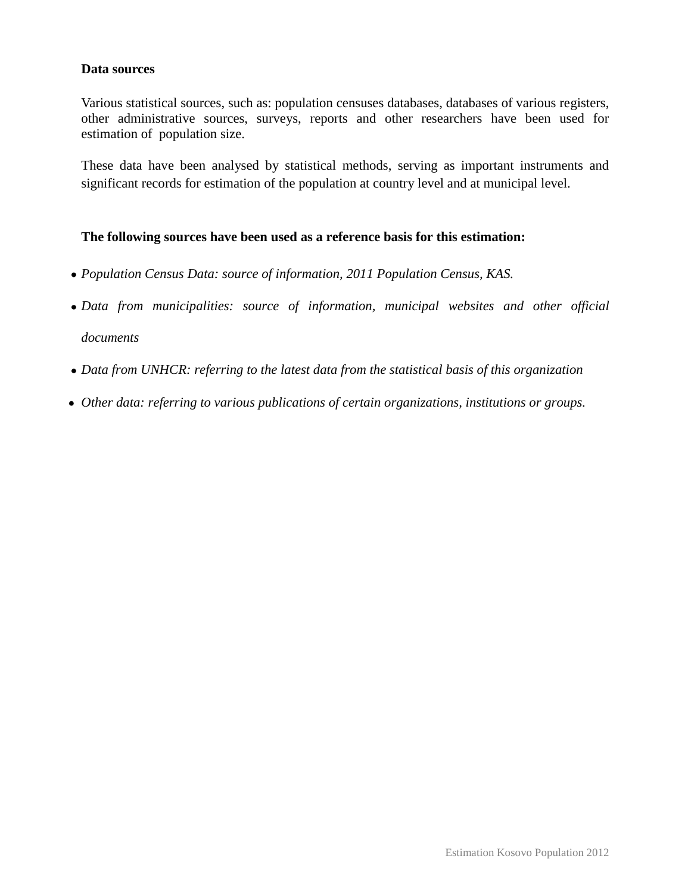**Data sources**

Various statistical sources, such as: population censuses databases, databases of various registers, other administrative sources, surveys, reports and other researchers have been used for estimation of population size.

These data have been analysed by statistical methods, serving as important instruments and significant records for estimation of the population at country level and at municipal level.

**The following sources have been used as a reference basis for this estimation:**

- *Population Census Data: source of information, 2011 Population Census, KAS.*
- *Data from municipalities: source of information, municipal websites and other official documents*
- *Data from UNHCR: referring to the latest data from the statistical basis of this organization*
- *Other data: referring to various publications of certain organizations, institutions or groups.*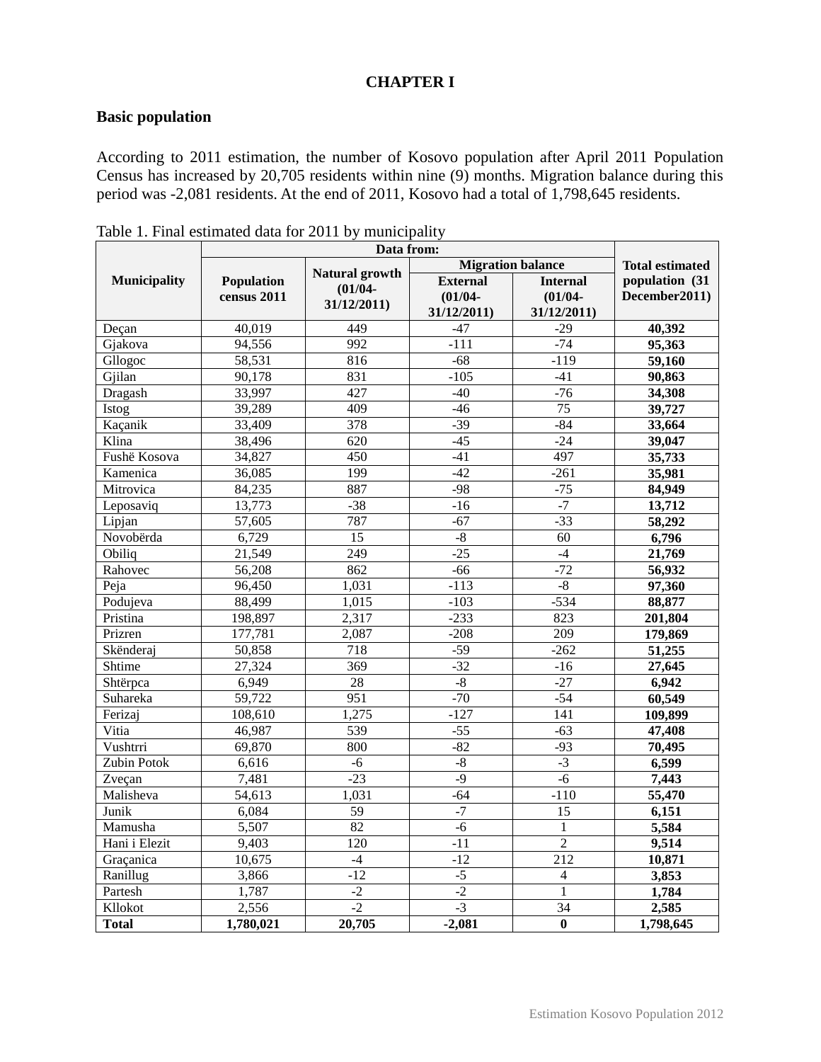**CHAPTER I**

## Basic population

According to 2011 estimation, the number of Kosovo population after April 2011 Population Census has increased by 20,705 residents within nine (9) months. Migration balance during this period was -2,081 residents. At the end of 2011, Kosovo had a total of 1,798,645 residents.

Table 1. Final estimated data for 2011 by municipality

| Municipality | Data from: | | | | Total estimated population (31 December2011) |
|---|---|---|---|---|---|
| | Population census 2011 | Natural growth (01/04-31/12/2011) | Migration balance | | |
| | | | External (01/04-31/12/2011) | Internal (01/04-31/12/2011) | |
| Deçan | 40,019 | 449 | -47 | -29 | **40,392** |
| Gjakova | 94,556 | 992 | -111 | -74 | **95,363** |
| Gllogoc | 58,531 | 816 | -68 | -119 | **59,160** |
| Gjilan | 90,178 | 831 | -105 | -41 | **90,863** |
| Dragash | 33,997 | 427 | -40 | -76 | **34,308** |
| Istog | 39,289 | 409 | -46 | 75 | **39,727** |
| Kaçanik | 33,409 | 378 | -39 | -84 | **33,664** |
| Klina | 38,496 | 620 | -45 | -24 | **39,047** |
| Fushë Kosova | 34,827 | 450 | -41 | 497 | **35,733** |
| Kamenica | 36,085 | 199 | -42 | -261 | **35,981** |
| Mitrovica | 84,235 | 887 | -98 | -75 | **84,949** |
| Leposaviq | 13,773 | -38 | -16 | -7 | **13,712** |
| Lipjan | 57,605 | 787 | -67 | -33 | **58,292** |
| Novobërda | 6,729 | 15 | -8 | 60 | **6,796** |
| Obiliq | 21,549 | 249 | -25 | -4 | **21,769** |
| Rahovec | 56,208 | 862 | -66 | -72 | **56,932** |
| Peja | 96,450 | 1,031 | -113 | -8 | **97,360** |
| Podujeva | 88,499 | 1,015 | -103 | -534 | **88,877** |
| Pristina | 198,897 | 2,317 | -233 | 823 | **201,804** |
| Prizren | 177,781 | 2,087 | -208 | 209 | **179,869** |
| Skënderaj | 50,858 | 718 | -59 | -262 | **51,255** |
| Shtime | 27,324 | 369 | -32 | -16 | **27,645** |
| Shtërpca | 6,949 | 28 | -8 | -27 | **6,942** |
| Suhareka | 59,722 | 951 | -70 | -54 | **60,549** |
| Ferizaj | 108,610 | 1,275 | -127 | 141 | **109,899** |
| Vitia | 46,987 | 539 | -55 | -63 | **47,408** |
| Vushtrri | 69,870 | 800 | -82 | -93 | **70,495** |
| Zubin Potok | 6,616 | -6 | -8 | -3 | **6,599** |
| Zveçan | 7,481 | -23 | -9 | -6 | **7,443** |
| Malisheva | 54,613 | 1,031 | -64 | -110 | **55,470** |
| Junik | 6,084 | 59 | -7 | 15 | **6,151** |
| Mamusha | 5,507 | 82 | -6 | 1 | **5,584** |
| Hani i Elezit | 9,403 | 120 | -11 | 2 | **9,514** |
| Graçanica | 10,675 | -4 | -12 | 212 | **10,871** |
| Ranillug | 3,866 | -12 | -5 | 4 | **3,853** |
| Partesh | 1,787 | -2 | -2 | 1 | **1,784** |
| Kllokot | 2,556 | -2 | -3 | 34 | **2,585** |
| **Total** | **1,780,021** | **20,705** | **-2,081** | **0** | **1,798,645** |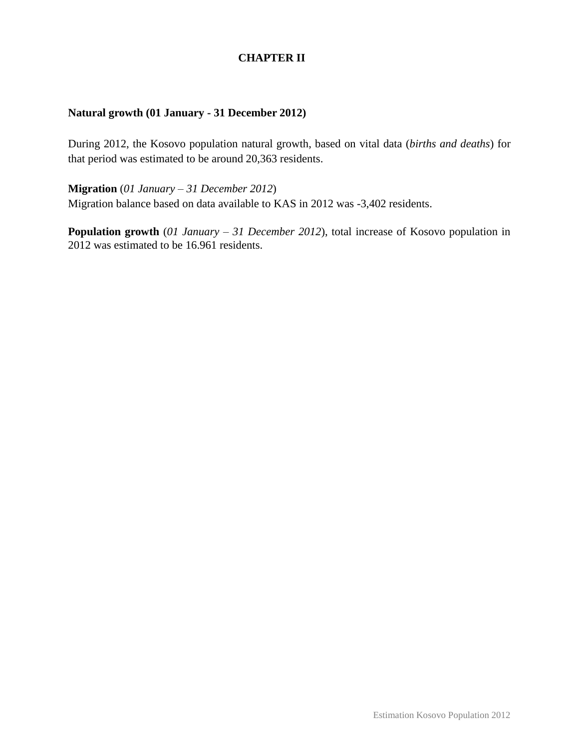# CHAPTER II

**Natural growth (01 January - 31 December 2012)**

During 2012, the Kosovo population natural growth, based on vital data (*births and deaths*) for that period was estimated to be around 20,363 residents.

**Migration** (*01 January – 31 December 2012*)
Migration balance based on data available to KAS in 2012 was -3,402 residents.

**Population growth** (*01 January – 31 December 2012*), total increase of Kosovo population in 2012 was estimated to be 16.961 residents.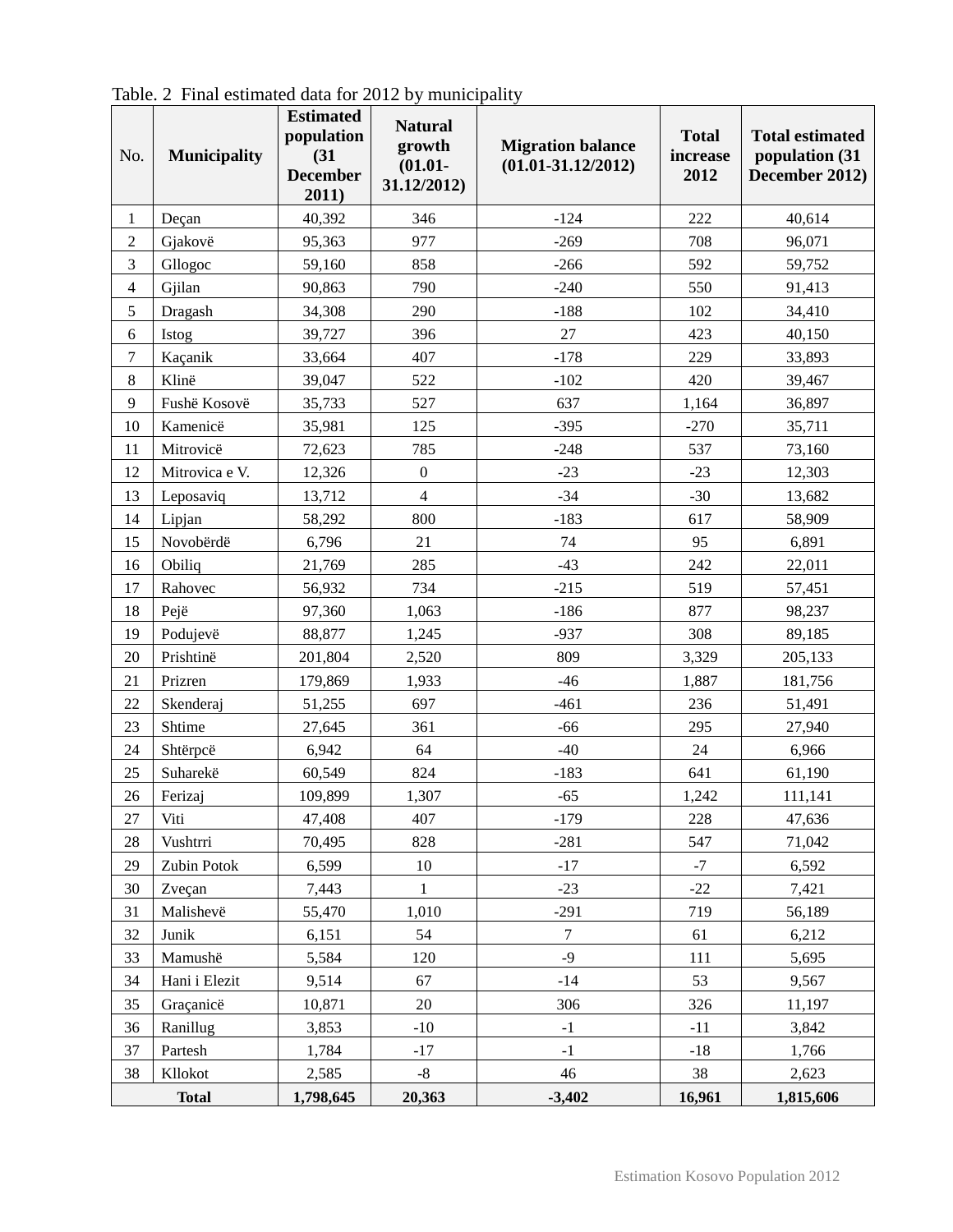Table. 2 Final estimated data for 2012 by municipality

| No. | Municipality | Estimated population (31 December 2011) | Natural growth (01.01-31.12/2012) | Migration balance (01.01-31.12/2012) | Total increase 2012 | Total estimated population (31 December 2012) |
|---|---|---|---|---|---|---|
| 1 | Deçan | 40,392 | 346 | -124 | 222 | 40,614 |
| 2 | Gjakovë | 95,363 | 977 | -269 | 708 | 96,071 |
| 3 | Gllogoc | 59,160 | 858 | -266 | 592 | 59,752 |
| 4 | Gjilan | 90,863 | 790 | -240 | 550 | 91,413 |
| 5 | Dragash | 34,308 | 290 | -188 | 102 | 34,410 |
| 6 | Istog | 39,727 | 396 | 27 | 423 | 40,150 |
| 7 | Kaçanik | 33,664 | 407 | -178 | 229 | 33,893 |
| 8 | Klinë | 39,047 | 522 | -102 | 420 | 39,467 |
| 9 | Fushë Kosovë | 35,733 | 527 | 637 | 1,164 | 36,897 |
| 10 | Kamenicë | 35,981 | 125 | -395 | -270 | 35,711 |
| 11 | Mitrovicë | 72,623 | 785 | -248 | 537 | 73,160 |
| 12 | Mitrovica e V. | 12,326 | 0 | -23 | -23 | 12,303 |
| 13 | Leposaviq | 13,712 | 4 | -34 | -30 | 13,682 |
| 14 | Lipjan | 58,292 | 800 | -183 | 617 | 58,909 |
| 15 | Novobërdë | 6,796 | 21 | 74 | 95 | 6,891 |
| 16 | Obiliq | 21,769 | 285 | -43 | 242 | 22,011 |
| 17 | Rahovec | 56,932 | 734 | -215 | 519 | 57,451 |
| 18 | Pejë | 97,360 | 1,063 | -186 | 877 | 98,237 |
| 19 | Podujevë | 88,877 | 1,245 | -937 | 308 | 89,185 |
| 20 | Prishtinë | 201,804 | 2,520 | 809 | 3,329 | 205,133 |
| 21 | Prizren | 179,869 | 1,933 | -46 | 1,887 | 181,756 |
| 22 | Skenderaj | 51,255 | 697 | -461 | 236 | 51,491 |
| 23 | Shtime | 27,645 | 361 | -66 | 295 | 27,940 |
| 24 | Shtërpcë | 6,942 | 64 | -40 | 24 | 6,966 |
| 25 | Suharekë | 60,549 | 824 | -183 | 641 | 61,190 |
| 26 | Ferizaj | 109,899 | 1,307 | -65 | 1,242 | 111,141 |
| 27 | Viti | 47,408 | 407 | -179 | 228 | 47,636 |
| 28 | Vushtrri | 70,495 | 828 | -281 | 547 | 71,042 |
| 29 | Zubin Potok | 6,599 | 10 | -17 | -7 | 6,592 |
| 30 | Zveçan | 7,443 | 1 | -23 | -22 | 7,421 |
| 31 | Malishevë | 55,470 | 1,010 | -291 | 719 | 56,189 |
| 32 | Junik | 6,151 | 54 | 7 | 61 | 6,212 |
| 33 | Mamushë | 5,584 | 120 | -9 | 111 | 5,695 |
| 34 | Hani i Elezit | 9,514 | 67 | -14 | 53 | 9,567 |
| 35 | Graçanicë | 10,871 | 20 | 306 | 326 | 11,197 |
| 36 | Ranillug | 3,853 | -10 | -1 | -11 | 3,842 |
| 37 | Partesh | 1,784 | -17 | -1 | -18 | 1,766 |
| 38 | Kllokot | 2,585 | -8 | 46 | 38 | 2,623 |
| **Total** | | **1,798,645** | **20,363** | **-3,402** | **16,961** | **1,815,606** |